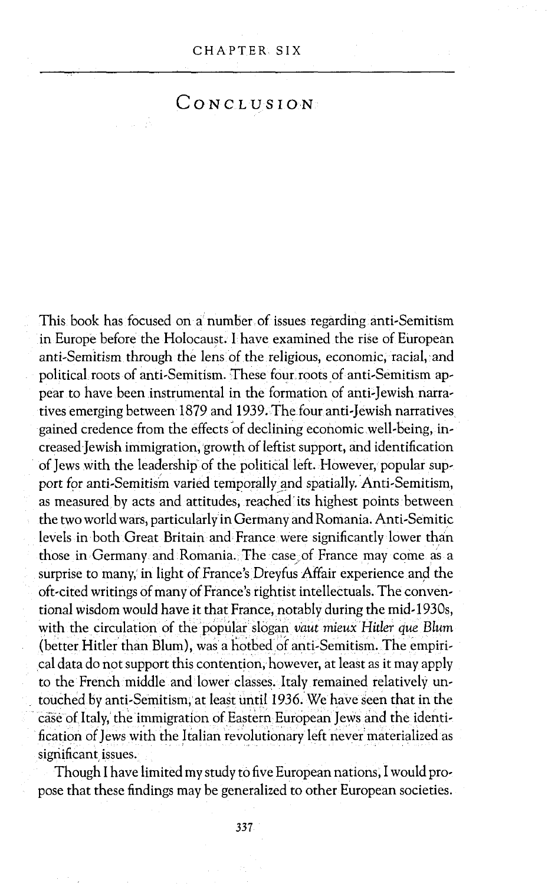CHAPTER SIX

# Conclusion

This book has focused on a number of issues regarding anti-Semitism in Europe before the Holocaust. I have examined the rise of European anti-Semitism through the lens of the religious, economic, racial, and political roots of anti-Semitism. These four roots of anti-Semitism appear to have been instrumental in the formation of anti-Jewish narratives emerging between 1879 and 1939. The four anti-Jewish narratives gained credence from the effects of declining economic well-being, increased Jewish immigration, growth of leftist support, and identification of Jews with the leadership of the political left. However, popular support for anti-Semitism varied temporally and spatially. Anti-Semitism, as measured by acts and attitudes, reached its highest points between the two world wars, particularly in Germany and Romania. Anti-Semitic levels in both Great Britain and France were significantly lower than those in Germany and Romania. The case of France may come as a surprise to many, in light of France's Dreyfus Affair experience and the oft-cited writings of many of France's rightist intellectuals. The conventional wisdom would have it that France, notably during the mid-1930s, with the circulation of the popular slogan *vaut mieux Hitler que Blum* (better Hitler than Blum), was a hotbed of anti-Semitism. The empirical data do not support this contention, however, at least as it may apply to the French middle and lower classes. Italy remained relatively untouched by anti-Semitism, at least until 1936. We have seen that in the case of Italy, the immigration of Eastern European Jews and the identification of Jews with the Italian revolutionary left never materialized as significant issues.

Though I have limited my study to five European nations, I would propose that these findings may be generalized to other European societies.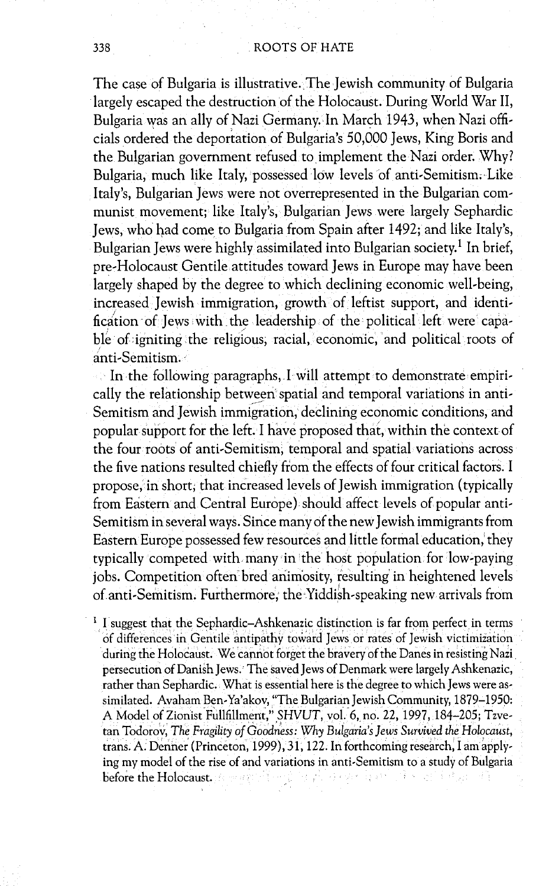The case of Bulgaria is illustrative. The Jewish community of Bulgaria largely escaped the destruction of the Holocaust. During World War II, Bulgaria was an ally of Nazi Germany. In March 1943, when Nazi officials ordered the deportation of Bulgaria's 50,000 Jews, King Boris and the Bulgarian government refused to implement the Nazi order. Why? Bulgaria, much like Italy, possessed low levels of anti-Semitism. Like Italy's, Bulgarian Jews were not overrepresented in the Bulgarian communist movement; like Italy's, Bulgarian Jews were largely Sephardic Jews, who had come to Bulgaria from Spain after 1492; and like Italy's, Bulgarian Jews were highly assimilated into Bulgarian society.[1] In brief, pre-Holocaust Gentile attitudes toward Jews in Europe may have been largely shaped by the degree to which declining economic well-being, increased Jewish immigration, growth of leftist support, and identification of Jews with the leadership of the political left were capable of igniting the religious, racial, economic, and political roots of anti-Semitism.

In the following paragraphs, I will attempt to demonstrate empirically the relationship between spatial and temporal variations in anti-Semitism and Jewish immigration, declining economic conditions, and popular support for the left. I have proposed that, within the context of the four roots of anti-Semitism, temporal and spatial variations across the five nations resulted chiefly from the effects of four critical factors. I propose, in short, that increased levels of Jewish immigration (typically from Eastern and Central Europe) should affect levels of popular anti-Semitism in several ways. Since many of the new Jewish immigrants from Eastern Europe possessed few resources and little formal education, they typically competed with many in the host population for low-paying jobs. Competition often bred animosity, resulting in heightened levels of anti-Semitism. Furthermore, the Yiddish-speaking new arrivals from

[1] I suggest that the Sephardic–Ashkenazic distinction is far from perfect in terms of differences in Gentile antipathy toward Jews or rates of Jewish victimization during the Holocaust. We cannot forget the bravery of the Danes in resisting Nazi persecution of Danish Jews. The saved Jews of Denmark were largely Ashkenazic, rather than Sephardic. What is essential here is the degree to which Jews were assimilated. Avaham Ben-Ya'akov, "The Bulgarian Jewish Community, 1879–1950: A Model of Zionist Fullfillment," *SHVUT*, vol. 6, no. 22, 1997, 184–205; Tzvetan Todorov, *The Fragility of Goodness: Why Bulgaria's Jews Survived the Holocaust*, trans. A. Denner (Princeton, 1999), 31, 122. In forthcoming research, I am applying my model of the rise of and variations in anti-Semitism to a study of Bulgaria before the Holocaust.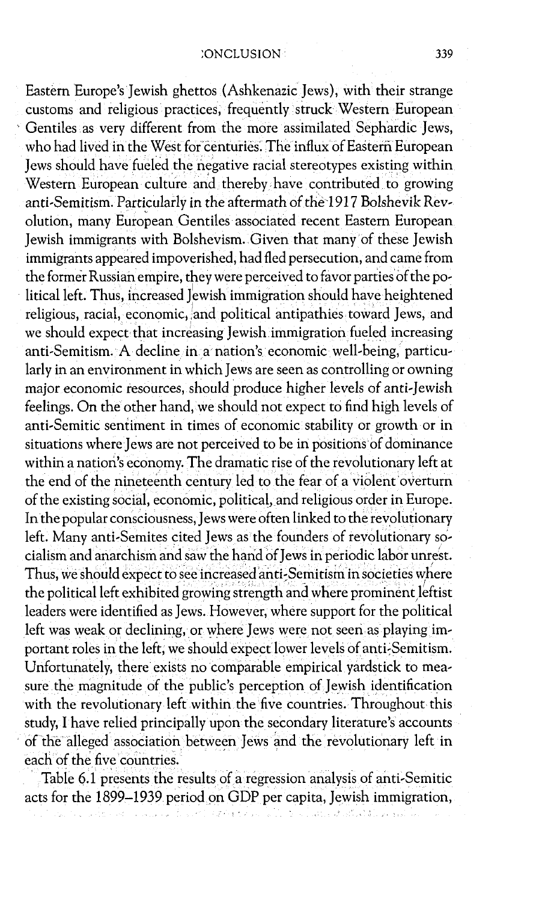Eastern Europe's Jewish ghettos (Ashkenazic Jews), with their strange customs and religious practices, frequently struck Western European Gentiles as very different from the more assimilated Sephardic Jews, who had lived in the West for centuries. The influx of Eastern European Jews should have fueled the negative racial stereotypes existing within Western European culture and thereby have contributed to growing anti-Semitism. Particularly in the aftermath of the 1917 Bolshevik Revolution, many European Gentiles associated recent Eastern European Jewish immigrants with Bolshevism. Given that many of these Jewish immigrants appeared impoverished, had fled persecution, and came from the former Russian empire, they were perceived to favor parties of the political left. Thus, increased Jewish immigration should have heightened religious, racial, economic, and political antipathies toward Jews, and we should expect that increasing Jewish immigration fueled increasing anti-Semitism. A decline in a nation's economic well-being, particularly in an environment in which Jews are seen as controlling or owning major economic resources, should produce higher levels of anti-Jewish feelings. On the other hand, we should not expect to find high levels of anti-Semitic sentiment in times of economic stability or growth or in situations where Jews are not perceived to be in positions of dominance within a nation's economy. The dramatic rise of the revolutionary left at the end of the nineteenth century led to the fear of a violent overturn of the existing social, economic, political, and religious order in Europe. In the popular consciousness, Jews were often linked to the revolutionary left. Many anti-Semites cited Jews as the founders of revolutionary socialism and anarchism and saw the hand of Jews in periodic labor unrest. Thus, we should expect to see increased anti-Semitism in societies where the political left exhibited growing strength and where prominent leftist leaders were identified as Jews. However, where support for the political left was weak or declining, or where Jews were not seen as playing important roles in the left, we should expect lower levels of anti-Semitism. Unfortunately, there exists no comparable empirical yardstick to measure the magnitude of the public's perception of Jewish identification with the revolutionary left within the five countries. Throughout this study, I have relied principally upon the secondary literature's accounts of the alleged association between Jews and the revolutionary left in each of the five countries.

Table 6.1 presents the results of a regression analysis of anti-Semitic acts for the 1899–1939 period on GDP per capita, Jewish immigration,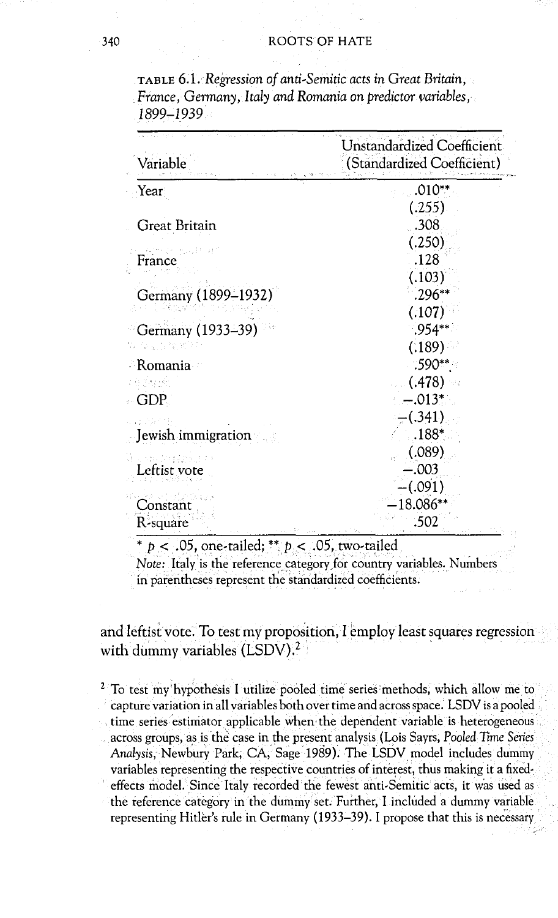TABLE 6.1. *Regression of anti-Semitic acts in Great Britain, France, Germany, Italy and Romania on predictor variables, 1899–1939*

| Variable | Unstandardized Coefficient (Standardized Coefficient) |
|---|---|
| Year | .010** |
| | (.255) |
| Great Britain | .308 |
| | (.250) |
| France | .128 |
| | (.103) |
| Germany (1899–1932) | .296** |
| | (.107) |
| Germany (1933–39) | .954** |
| | (.189) |
| Romania | .590** |
| | (.478) |
| GDP | −.013* |
| | −(.341) |
| Jewish immigration | .188* |
| | (.089) |
| Leftist vote | −.003 |
| | −(.091) |
| Constant | −18.086** |
| R-square | .502 |

* $p < .05$, one-tailed; ** $p < .05$, two-tailed

*Note:* Italy is the reference category for country variables. Numbers in parentheses represent the standardized coefficients.

and leftist vote. To test my proposition, I employ least squares regression with dummy variables (LSDV).[2]

[2] To test my hypothesis I utilize pooled time series methods, which allow me to capture variation in all variables both over time and across space. LSDV is a pooled time series estimator applicable when the dependent variable is heterogeneous across groups, as is the case in the present analysis (Lois Sayrs, *Pooled Time Series Analysis*, Newbury Park, CA, Sage 1989). The LSDV model includes dummy variables representing the respective countries of interest, thus making it a fixed-effects model. Since Italy recorded the fewest anti-Semitic acts, it was used as the reference category in the dummy set. Further, I included a dummy variable representing Hitler's rule in Germany (1933–39). I propose that this is necessary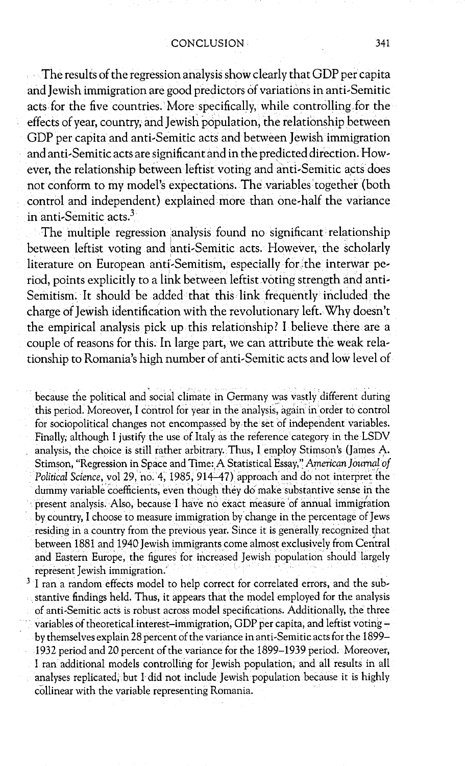The results of the regression analysis show clearly that GDP per capita and Jewish immigration are good predictors of variations in anti-Semitic acts for the five countries. More specifically, while controlling for the effects of year, country, and Jewish population, the relationship between GDP per capita and anti-Semitic acts and between Jewish immigration and anti-Semitic acts are significant and in the predicted direction. However, the relationship between leftist voting and anti-Semitic acts does not conform to my model's expectations. The variables together (both control and independent) explained more than one-half the variance in anti-Semitic acts.[3]

The multiple regression analysis found no significant relationship between leftist voting and anti-Semitic acts. However, the scholarly literature on European anti-Semitism, especially for the interwar period, points explicitly to a link between leftist voting strength and anti-Semitism. It should be added that this link frequently included the charge of Jewish identification with the revolutionary left. Why doesn't the empirical analysis pick up this relationship? I believe there are a couple of reasons for this. In large part, we can attribute the weak relationship to Romania's high number of anti-Semitic acts and low level of

because the political and social climate in Germany was vastly different during this period. Moreover, I control for year in the analysis, again in order to control for sociopolitical changes not encompassed by the set of independent variables. Finally, although I justify the use of Italy as the reference category in the LSDV analysis, the choice is still rather arbitrary. Thus, I employ Stimson's (James A. Stimson, "Regression in Space and Time: A Statistical Essay," *American Journal of Political Science*, vol 29, no. 4, 1985, 914–47) approach and do not interpret the dummy variable coefficients, even though they do make substantive sense in the present analysis. Also, because I have no exact measure of annual immigration by country, I choose to measure immigration by change in the percentage of Jews residing in a country from the previous year. Since it is generally recognized that between 1881 and 1940 Jewish immigrants come almost exclusively from Central and Eastern Europe, the figures for increased Jewish population should largely represent Jewish immigration.

[3] I ran a random effects model to help correct for correlated errors, and the substantive findings held. Thus, it appears that the model employed for the analysis of anti-Semitic acts is robust across model specifications. Additionally, the three variables of theoretical interest–immigration, GDP per capita, and leftist voting – by themselves explain 28 percent of the variance in anti-Semitic acts for the 1899–1932 period and 20 percent of the variance for the 1899–1939 period. Moreover, I ran additional models controlling for Jewish population, and all results in all analyses replicated, but I did not include Jewish population because it is highly collinear with the variable representing Romania.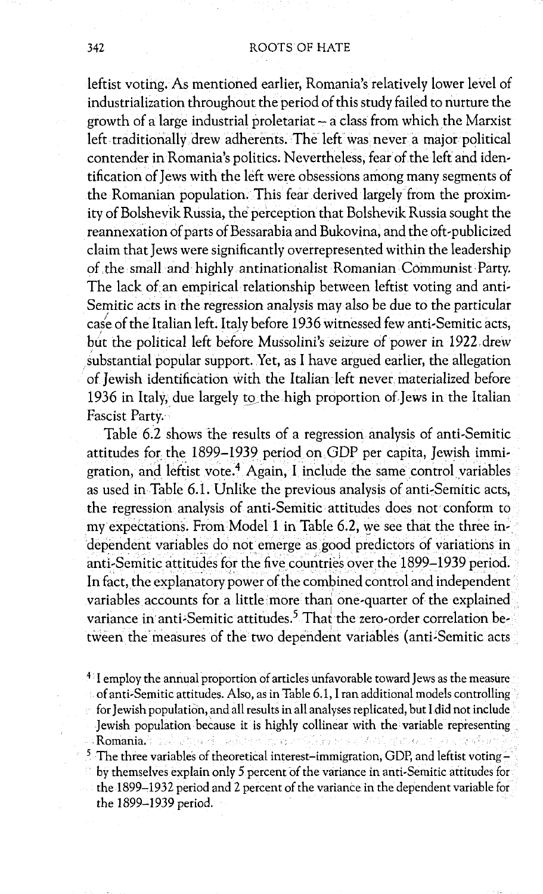leftist voting. As mentioned earlier, Romania's relatively lower level of industrialization throughout the period of this study failed to nurture the growth of a large industrial proletariat – a class from which the Marxist left traditionally drew adherents. The left was never a major political contender in Romania's politics. Nevertheless, fear of the left and identification of Jews with the left were obsessions among many segments of the Romanian population. This fear derived largely from the proximity of Bolshevik Russia, the perception that Bolshevik Russia sought the reannexation of parts of Bessarabia and Bukovina, and the oft-publicized claim that Jews were significantly overrepresented within the leadership of the small and highly antinationalist Romanian Communist Party. The lack of an empirical relationship between leftist voting and anti-Semitic acts in the regression analysis may also be due to the particular case of the Italian left. Italy before 1936 witnessed few anti-Semitic acts, but the political left before Mussolini's seizure of power in 1922 drew substantial popular support. Yet, as I have argued earlier, the allegation of Jewish identification with the Italian left never materialized before 1936 in Italy, due largely to the high proportion of Jews in the Italian Fascist Party.

Table 6.2 shows the results of a regression analysis of anti-Semitic attitudes for the 1899–1939 period on GDP per capita, Jewish immigration, and leftist vote.[4] Again, I include the same control variables as used in Table 6.1. Unlike the previous analysis of anti-Semitic acts, the regression analysis of anti-Semitic attitudes does not conform to my expectations. From Model 1 in Table 6.2, we see that the three independent variables do not emerge as good predictors of variations in anti-Semitic attitudes for the five countries over the 1899–1939 period. In fact, the explanatory power of the combined control and independent variables accounts for a little more than one-quarter of the explained variance in anti-Semitic attitudes.[5] That the zero-order correlation between the measures of the two dependent variables (anti-Semitic acts

[4] I employ the annual proportion of articles unfavorable toward Jews as the measure of anti-Semitic attitudes. Also, as in Table 6.1, I ran additional models controlling for Jewish population, and all results in all analyses replicated, but I did not include Jewish population because it is highly collinear with the variable representing Romania.

[5] The three variables of theoretical interest–immigration, GDP, and leftist voting – by themselves explain only 5 percent of the variance in anti-Semitic attitudes for the 1899–1932 period and 2 percent of the variance in the dependent variable for the 1899–1939 period.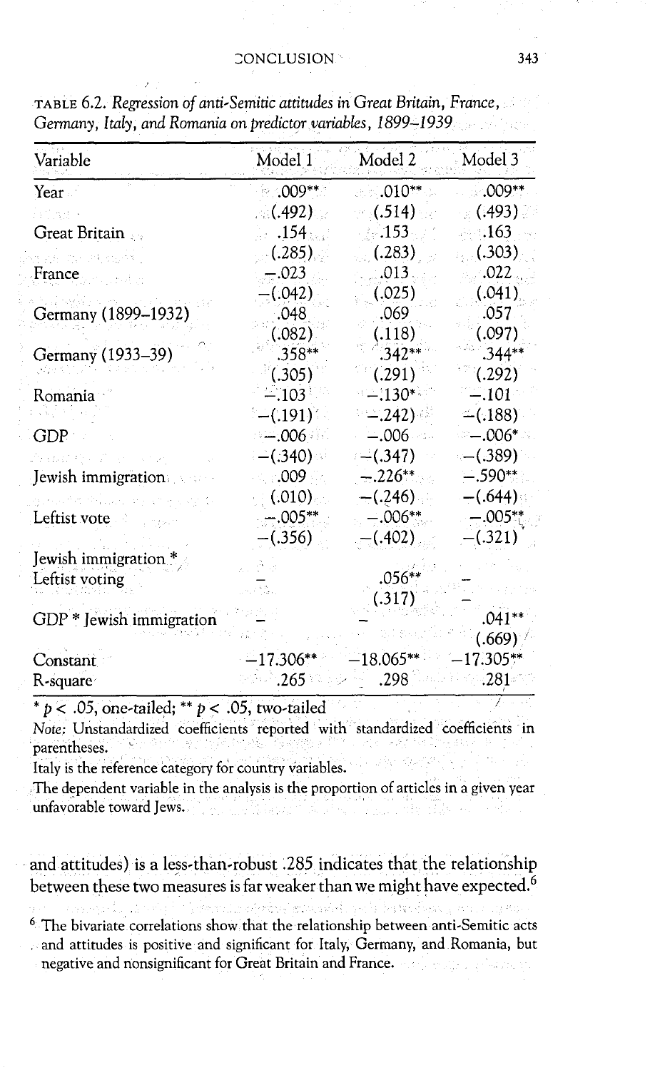TABLE 6.2. *Regression of anti-Semitic attitudes in Great Britain, France, Germany, Italy, and Romania on predictor variables, 1899–1939*

| Variable | Model 1 | Model 2 | Model 3 |
|---|---|---|---|
| Year | .009** | .010** | .009** |
| | (.492) | (.514) | (.493) |
| Great Britain | .154 | .153 | .163 |
| | (.285) | (.283) | (.303) |
| France | –.023 | .013 | .022 |
| | –(.042) | (.025) | (.041) |
| Germany (1899–1932) | .048 | .069 | .057 |
| | (.082) | (.118) | (.097) |
| Germany (1933–39) | .358** | .342** | .344** |
| | (.305) | (.291) | (.292) |
| Romania | –.103 | –.130* | –.101 |
| | –(.191) | –(.242) | –(.188) |
| GDP | –.006 | –.006 | –.006* |
| | –(.340) | –(.347) | –(.389) |
| Jewish immigration | .009 | –.226** | –.590** |
| | (.010) | –(.246) | –(.644) |
| Leftist vote | –.005** | –.006** | –.005** |
| | –(.356) | –(.402) | –(.321) |
| Jewish immigration * Leftist voting | – | .056** | – |
| | | (.317) | – |
| GDP * Jewish immigration | – | – | .041** |
| | | | (.669) |
| Constant | –17.306** | –18.065** | –17.305** |
| R-square | .265 | .298 | .281 |

* $p < .05$, one-tailed; ** $p < .05$, two-tailed

*Note:* Unstandardized coefficients reported with standardized coefficients in parentheses.

Italy is the reference category for country variables.

The dependent variable in the analysis is the proportion of articles in a given year unfavorable toward Jews.

and attitudes) is a less-than-robust .285 indicates that the relationship between these two measures is far weaker than we might have expected.[6]

[6] The bivariate correlations show that the relationship between anti-Semitic acts and attitudes is positive and significant for Italy, Germany, and Romania, but negative and nonsignificant for Great Britain and France.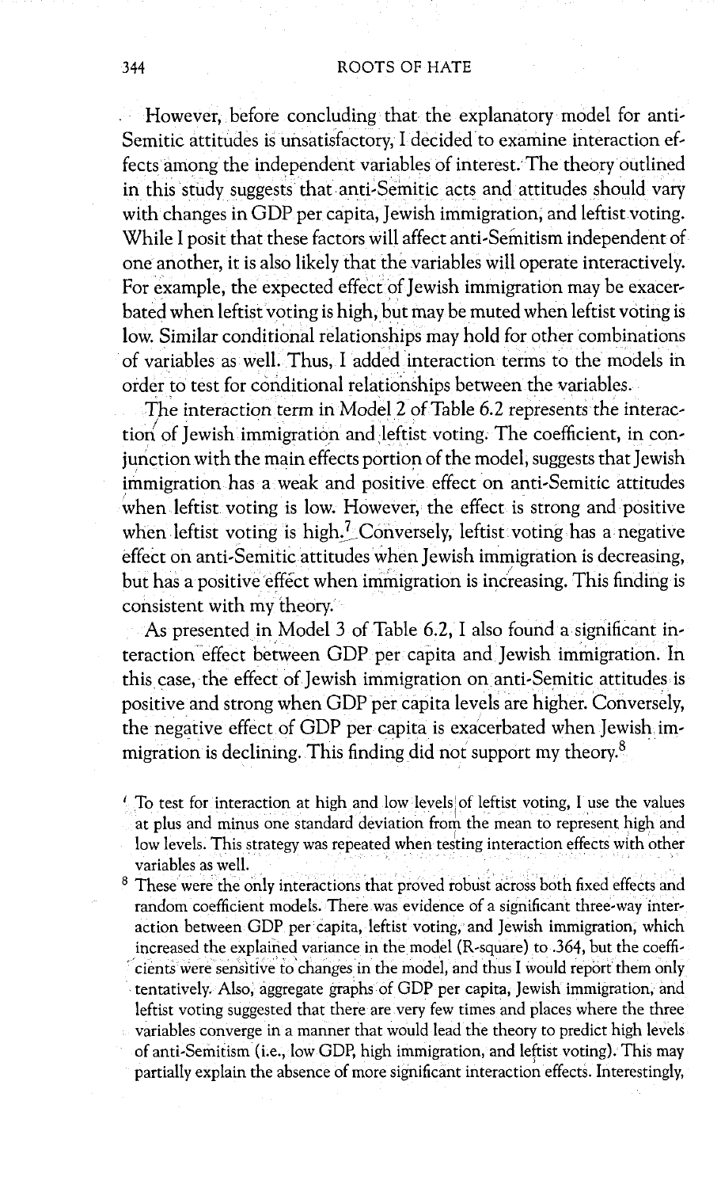However, before concluding that the explanatory model for anti-Semitic attitudes is unsatisfactory, I decided to examine interaction effects among the independent variables of interest. The theory outlined in this study suggests that anti-Semitic acts and attitudes should vary with changes in GDP per capita, Jewish immigration, and leftist voting. While I posit that these factors will affect anti-Semitism independent of one another, it is also likely that the variables will operate interactively. For example, the expected effect of Jewish immigration may be exacerbated when leftist voting is high, but may be muted when leftist voting is low. Similar conditional relationships may hold for other combinations of variables as well. Thus, I added interaction terms to the models in order to test for conditional relationships between the variables.

The interaction term in Model 2 of Table 6.2 represents the interaction of Jewish immigration and leftist voting. The coefficient, in conjunction with the main effects portion of the model, suggests that Jewish immigration has a weak and positive effect on anti-Semitic attitudes when leftist voting is low. However, the effect is strong and positive when leftist voting is high.[7] Conversely, leftist voting has a negative effect on anti-Semitic attitudes when Jewish immigration is decreasing, but has a positive effect when immigration is increasing. This finding is consistent with my theory.

As presented in Model 3 of Table 6.2, I also found a significant interaction effect between GDP per capita and Jewish immigration. In this case, the effect of Jewish immigration on anti-Semitic attitudes is positive and strong when GDP per capita levels are higher. Conversely, the negative effect of GDP per capita is exacerbated when Jewish immigration is declining. This finding did not support my theory.[8]

[7] To test for interaction at high and low levels of leftist voting, I use the values at plus and minus one standard deviation from the mean to represent high and low levels. This strategy was repeated when testing interaction effects with other variables as well.

[8] These were the only interactions that proved robust across both fixed effects and random coefficient models. There was evidence of a significant three-way interaction between GDP per capita, leftist voting, and Jewish immigration, which increased the explained variance in the model (R-square) to .364, but the coefficients were sensitive to changes in the model, and thus I would report them only tentatively. Also, aggregate graphs of GDP per capita, Jewish immigration, and leftist voting suggested that there are very few times and places where the three variables converge in a manner that would lead the theory to predict high levels of anti-Semitism (i.e., low GDP, high immigration, and leftist voting). This may partially explain the absence of more significant interaction effects. Interestingly,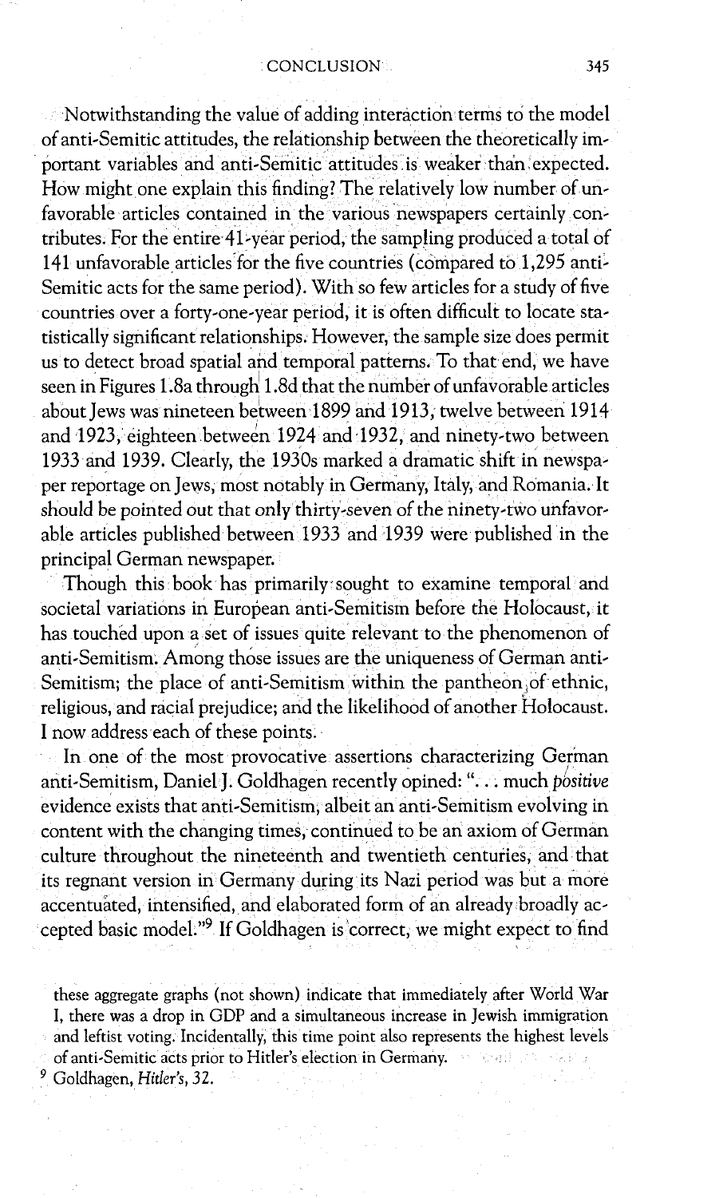Notwithstanding the value of adding interaction terms to the model of anti-Semitic attitudes, the relationship between the theoretically important variables and anti-Semitic attitudes is weaker than expected. How might one explain this finding? The relatively low number of unfavorable articles contained in the various newspapers certainly contributes. For the entire 41-year period, the sampling produced a total of 141 unfavorable articles for the five countries (compared to 1,295 anti-Semitic acts for the same period). With so few articles for a study of five countries over a forty-one-year period, it is often difficult to locate statistically significant relationships. However, the sample size does permit us to detect broad spatial and temporal patterns. To that end, we have seen in Figures 1.8a through 1.8d that the number of unfavorable articles about Jews was nineteen between 1899 and 1913, twelve between 1914 and 1923, eighteen between 1924 and 1932, and ninety-two between 1933 and 1939. Clearly, the 1930s marked a dramatic shift in newspaper reportage on Jews, most notably in Germany, Italy, and Romania. It should be pointed out that only thirty-seven of the ninety-two unfavorable articles published between 1933 and 1939 were published in the principal German newspaper.

Though this book has primarily sought to examine temporal and societal variations in European anti-Semitism before the Holocaust, it has touched upon a set of issues quite relevant to the phenomenon of anti-Semitism. Among those issues are the uniqueness of German anti-Semitism; the place of anti-Semitism within the pantheon of ethnic, religious, and racial prejudice; and the likelihood of another Holocaust. I now address each of these points.

In one of the most provocative assertions characterizing German anti-Semitism, Daniel J. Goldhagen recently opined: ". . . much *positive* evidence exists that anti-Semitism, albeit an anti-Semitism evolving in content with the changing times, continued to be an axiom of German culture throughout the nineteenth and twentieth centuries, and that its regnant version in Germany during its Nazi period was but a more accentuated, intensified, and elaborated form of an already broadly accepted basic model."[9] If Goldhagen is correct, we might expect to find

these aggregate graphs (not shown) indicate that immediately after World War I, there was a drop in GDP and a simultaneous increase in Jewish immigration and leftist voting. Incidentally, this time point also represents the highest levels of anti-Semitic acts prior to Hitler's election in Germany.

[9] Goldhagen, *Hitler's*, 32.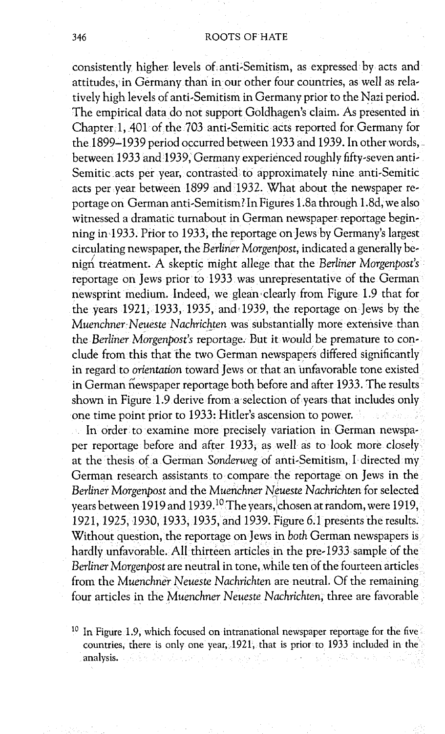consistently higher levels of anti-Semitism, as expressed by acts and attitudes, in Germany than in our other four countries, as well as relatively high levels of anti-Semitism in Germany prior to the Nazi period. The empirical data do not support Goldhagen's claim. As presented in Chapter 1, 401 of the 703 anti-Semitic acts reported for Germany for the 1899–1939 period occurred between 1933 and 1939. In other words, between 1933 and 1939, Germany experienced roughly fifty-seven anti-Semitic acts per year, contrasted to approximately nine anti-Semitic acts per year between 1899 and 1932. What about the newspaper reportage on German anti-Semitism? In Figures 1.8a through 1.8d, we also witnessed a dramatic turnabout in German newspaper reportage beginning in 1933. Prior to 1933, the reportage on Jews by Germany's largest circulating newspaper, the *Berliner Morgenpost*, indicated a generally benign treatment. A skeptic might allege that the *Berliner Morgenpost's* reportage on Jews prior to 1933 was unrepresentative of the German newsprint medium. Indeed, we glean clearly from Figure 1.9 that for the years 1921, 1933, 1935, and 1939, the reportage on Jews by the *Muenchner Neueste Nachrichten* was substantially more extensive than the *Berliner Morgenpost's* reportage. But it would be premature to conclude from this that the two German newspapers differed significantly in regard to *orientation* toward Jews or that an unfavorable tone existed in German newspaper reportage both before and after 1933. The results shown in Figure 1.9 derive from a selection of years that includes only one time point prior to 1933: Hitler's ascension to power.

In order to examine more precisely variation in German newspaper reportage before and after 1933, as well as to look more closely at the thesis of a German *Sonderweg* of anti-Semitism, I directed my German research assistants to compare the reportage on Jews in the *Berliner Morgenpost* and the *Muenchner Neueste Nachrichten* for selected years between 1919 and 1939.[10] The years, chosen at random, were 1919, 1921, 1925, 1930, 1933, 1935, and 1939. Figure 6.1 presents the results. Without question, the reportage on Jews in *both* German newspapers is hardly unfavorable. All thirteen articles in the pre-1933 sample of the *Berliner Morgenpost* are neutral in tone, while ten of the fourteen articles from the *Muenchner Neueste Nachrichten* are neutral. Of the remaining four articles in the *Muenchner Neueste Nachrichten*, three are favorable

[10] In Figure 1.9, which focused on intranational newspaper reportage for the five countries, there is only one year, 1921, that is prior to 1933 included in the analysis.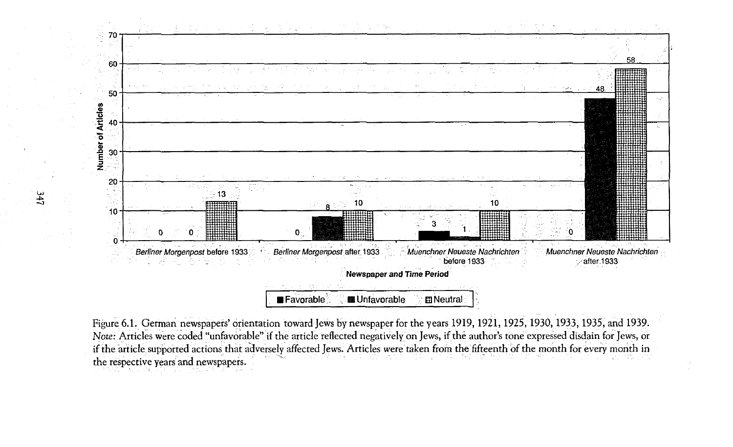| Newspaper and Time Period | Favorable | Unfavorable | Neutral |
| --- | --- | --- | --- |
| *Berliner Morgenpost* before 1933 | 0 | 0 | 13 |
| *Berliner Morgenpost* after 1933 | 0 | 8 | 10 |
| *Muenchner Neueste Nachrichten* before 1933 | 3 | 1 | 10 |
| *Muenchner Neueste Nachrichten* after 1933 | 0 | 48 | 58 |

Figure 6.1. German newspapers' orientation toward Jews by newspaper for the years 1919, 1921, 1925, 1930, 1933, 1935, and 1939. *Note:* Articles were coded "unfavorable" if the article reflected negatively on Jews, if the author's tone expressed disdain for Jews, or if the article supported actions that adversely affected Jews. Articles were taken from the fifteenth of the month for every month in the respective years and newspapers.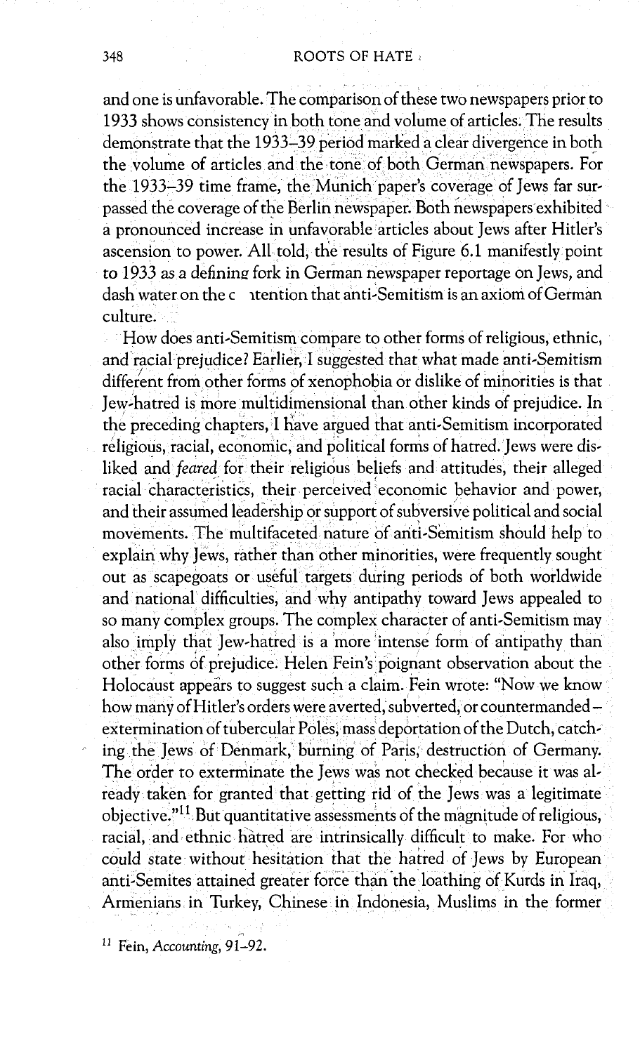and one is unfavorable. The comparison of these two newspapers prior to 1933 shows consistency in both tone and volume of articles. The results demonstrate that the 1933–39 period marked a clear divergence in both the volume of articles and the tone of both German newspapers. For the 1933–39 time frame, the Munich paper's coverage of Jews far surpassed the coverage of the Berlin newspaper. Both newspapers exhibited a pronounced increase in unfavorable articles about Jews after Hitler's ascension to power. All told, the results of Figure 6.1 manifestly point to 1933 as a defining fork in German newspaper reportage on Jews, and dash water on the contention that anti-Semitism is an axiom of German culture.

How does anti-Semitism compare to other forms of religious, ethnic, and racial prejudice? Earlier, I suggested that what made anti-Semitism different from other forms of xenophobia or dislike of minorities is that Jew-hatred is more multidimensional than other kinds of prejudice. In the preceding chapters, I have argued that anti-Semitism incorporated religious, racial, economic, and political forms of hatred. Jews were disliked and *feared* for their religious beliefs and attitudes, their alleged racial characteristics, their perceived economic behavior and power, and their assumed leadership or support of subversive political and social movements. The multifaceted nature of anti-Semitism should help to explain why Jews, rather than other minorities, were frequently sought out as scapegoats or useful targets during periods of both worldwide and national difficulties, and why antipathy toward Jews appealed to so many complex groups. The complex character of anti-Semitism may also imply that Jew-hatred is a more intense form of antipathy than other forms of prejudice. Helen Fein's poignant observation about the Holocaust appears to suggest such a claim. Fein wrote: "Now we know how many of Hitler's orders were averted, subverted, or countermanded – extermination of tubercular Poles, mass deportation of the Dutch, catching the Jews of Denmark, burning of Paris, destruction of Germany. The order to exterminate the Jews was not checked because it was already taken for granted that getting rid of the Jews was a legitimate objective."[11] But quantitative assessments of the magnitude of religious, racial, and ethnic hatred are intrinsically difficult to make. For who could state without hesitation that the hatred of Jews by European anti-Semites attained greater force than the loathing of Kurds in Iraq, Armenians in Turkey, Chinese in Indonesia, Muslims in the former

[11] Fein, *Accounting*, 91–92.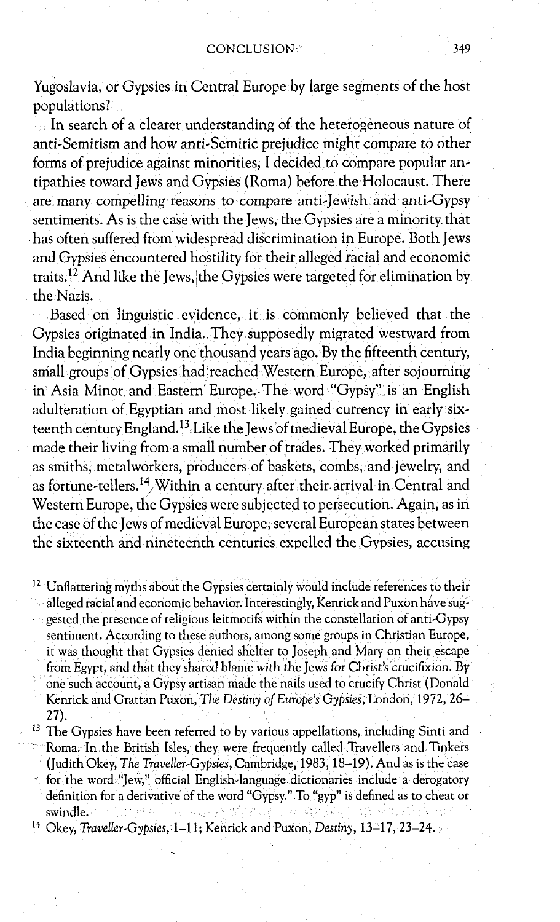Yugoslavia, or Gypsies in Central Europe by large segments of the host populations?

In search of a clearer understanding of the heterogeneous nature of anti-Semitism and how anti-Semitic prejudice might compare to other forms of prejudice against minorities, I decided to compare popular antipathies toward Jews and Gypsies (Roma) before the Holocaust. There are many compelling reasons to compare anti-Jewish and anti-Gypsy sentiments. As is the case with the Jews, the Gypsies are a minority that has often suffered from widespread discrimination in Europe. Both Jews and Gypsies encountered hostility for their alleged racial and economic traits.[12] And like the Jews, the Gypsies were targeted for elimination by the Nazis.

Based on linguistic evidence, it is commonly believed that the Gypsies originated in India. They supposedly migrated westward from India beginning nearly one thousand years ago. By the fifteenth century, small groups of Gypsies had reached Western Europe, after sojourning in Asia Minor and Eastern Europe. The word "Gypsy" is an English adulteration of Egyptian and most likely gained currency in early sixteenth century England.[13] Like the Jews of medieval Europe, the Gypsies made their living from a small number of trades. They worked primarily as smiths, metalworkers, producers of baskets, combs, and jewelry, and as fortune-tellers.[14] Within a century after their arrival in Central and Western Europe, the Gypsies were subjected to persecution. Again, as in the case of the Jews of medieval Europe, several European states between the sixteenth and nineteenth centuries expelled the Gypsies, accusing

[12] Unflattering myths about the Gypsies certainly would include references to their alleged racial and economic behavior. Interestingly, Kenrick and Puxon have suggested the presence of religious leitmotifs within the constellation of anti-Gypsy sentiment. According to these authors, among some groups in Christian Europe, it was thought that Gypsies denied shelter to Joseph and Mary on their escape from Egypt, and that they shared blame with the Jews for Christ's crucifixion. By one such account, a Gypsy artisan made the nails used to crucify Christ (Donald Kenrick and Grattan Puxon, *The Destiny of Europe's Gypsies*, London, 1972, 26–27).

[13] The Gypsies have been referred to by various appellations, including Sinti and Roma. In the British Isles, they were frequently called Travellers and Tinkers (Judith Okey, *The Traveller-Gypsies*, Cambridge, 1983, 18–19). And as is the case for the word "Jew," official English-language dictionaries include a derogatory definition for a derivative of the word "Gypsy." To "gyp" is defined as to cheat or swindle.

[14] Okey, *Traveller-Gypsies*, 1–11; Kenrick and Puxon, *Destiny*, 13–17, 23–24.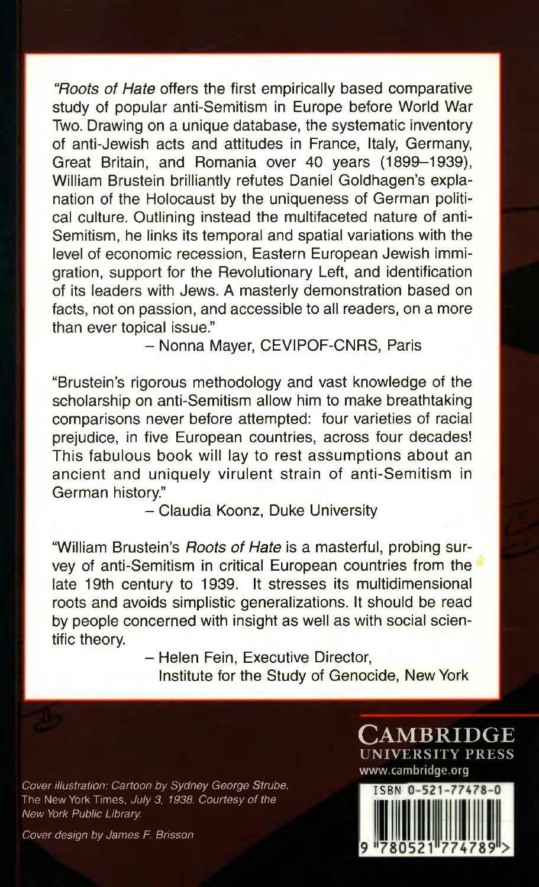"*Roots of Hate* offers the first empirically based comparative study of popular anti-Semitism in Europe before World War Two. Drawing on a unique database, the systematic inventory of anti-Jewish acts and attitudes in France, Italy, Germany, Great Britain, and Romania over 40 years (1899–1939), William Brustein brilliantly refutes Daniel Goldhagen's explanation of the Holocaust by the uniqueness of German political culture. Outlining instead the multifaceted nature of anti-Semitism, he links its temporal and spatial variations with the level of economic recession, Eastern European Jewish immigration, support for the Revolutionary Left, and identification of its leaders with Jews. A masterly demonstration based on facts, not on passion, and accessible to all readers, on a more than ever topical issue."

– Nonna Mayer, CEVIPOF-CNRS, Paris

"Brustein's rigorous methodology and vast knowledge of the scholarship on anti-Semitism allow him to make breathtaking comparisons never before attempted: four varieties of racial prejudice, in five European countries, across four decades! This fabulous book will lay to rest assumptions about an ancient and uniquely virulent strain of anti-Semitism in German history."

– Claudia Koonz, Duke University

"William Brustein's *Roots of Hate* is a masterful, probing survey of anti-Semitism in critical European countries from the late 19th century to 1939. It stresses its multidimensional roots and avoids simplistic generalizations. It should be read by people concerned with insight as well as with social scientific theory.

– Helen Fein, Executive Director, Institute for the Study of Genocide, New York

*Cover illustration: Cartoon by Sydney George Strube, The New York Times, July 3, 1938. Courtesy of the New York Public Library.*

*Cover design by James F. Brisson*

**CAMBRIDGE UNIVERSITY PRESS**
www.cambridge.org

ISBN 0-521-77478-0

9 780521 774789